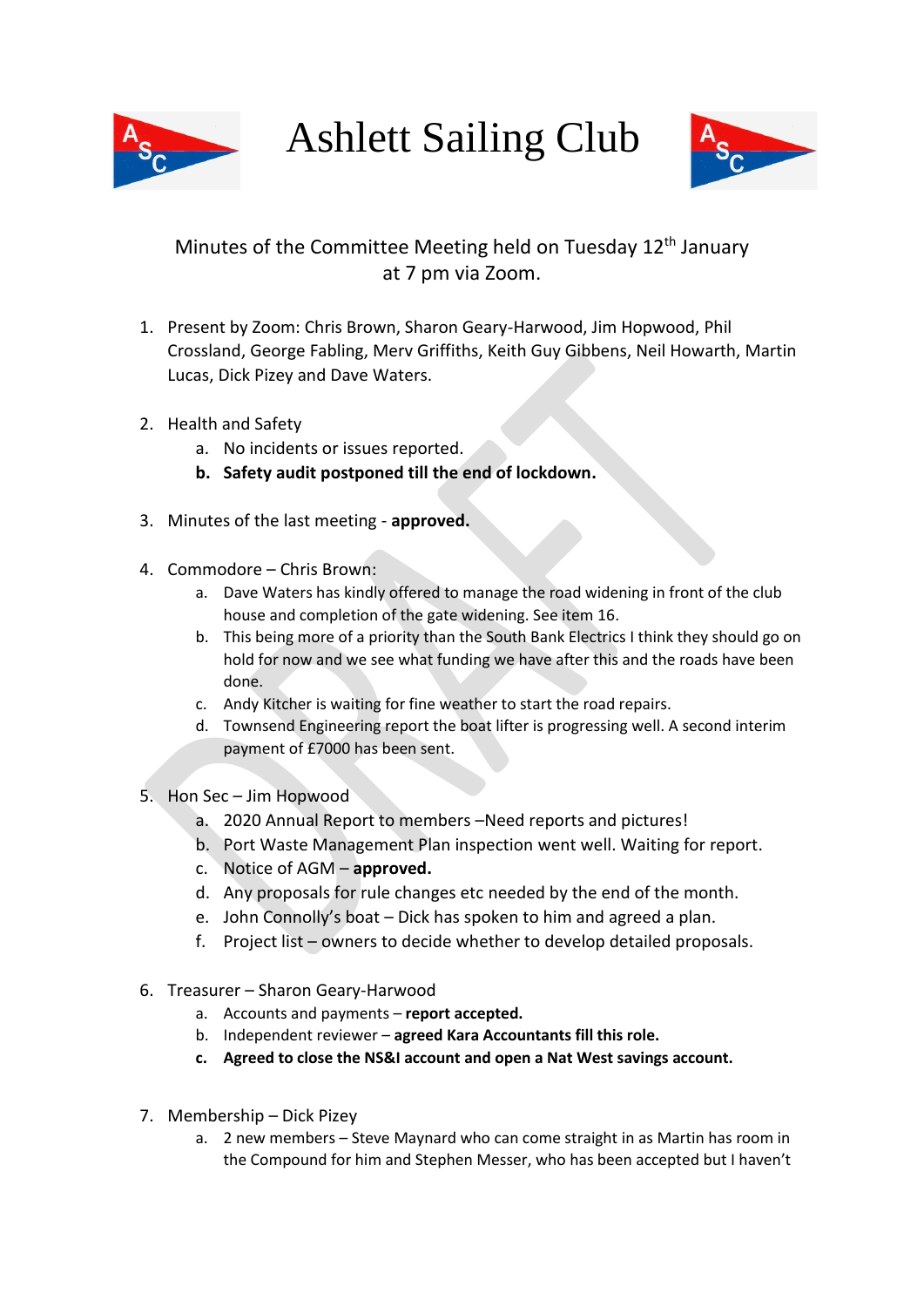# Ashlett Sailing Club

Minutes of the Committee Meeting held on Tuesday 12th January at 7 pm via Zoom.

1. Present by Zoom: Chris Brown, Sharon Geary-Harwood, Jim Hopwood, Phil Crossland, George Fabling, Merv Griffiths, Keith Guy Gibbens, Neil Howarth, Martin Lucas, Dick Pizey and Dave Waters.

2. Health and Safety
   a. No incidents or issues reported.
   b. **Safety audit postponed till the end of lockdown.**

3. Minutes of the last meeting - **approved.**

4. Commodore – Chris Brown:
   a. Dave Waters has kindly offered to manage the road widening in front of the club house and completion of the gate widening. See item 16.
   b. This being more of a priority than the South Bank Electrics I think they should go on hold for now and we see what funding we have after this and the roads have been done.
   c. Andy Kitcher is waiting for fine weather to start the road repairs.
   d. Townsend Engineering report the boat lifter is progressing well. A second interim payment of £7000 has been sent.

5. Hon Sec – Jim Hopwood
   a. 2020 Annual Report to members –Need reports and pictures!
   b. Port Waste Management Plan inspection went well. Waiting for report.
   c. Notice of AGM – **approved.**
   d. Any proposals for rule changes etc needed by the end of the month.
   e. John Connolly's boat – Dick has spoken to him and agreed a plan.
   f. Project list – owners to decide whether to develop detailed proposals.

6. Treasurer – Sharon Geary-Harwood
   a. Accounts and payments – **report accepted.**
   b. Independent reviewer – **agreed Kara Accountants fill this role.**
   c. **Agreed to close the NS&I account and open a Nat West savings account.**

7. Membership – Dick Pizey
   a. 2 new members – Steve Maynard who can come straight in as Martin has room in the Compound for him and Stephen Messer, who has been accepted but I haven't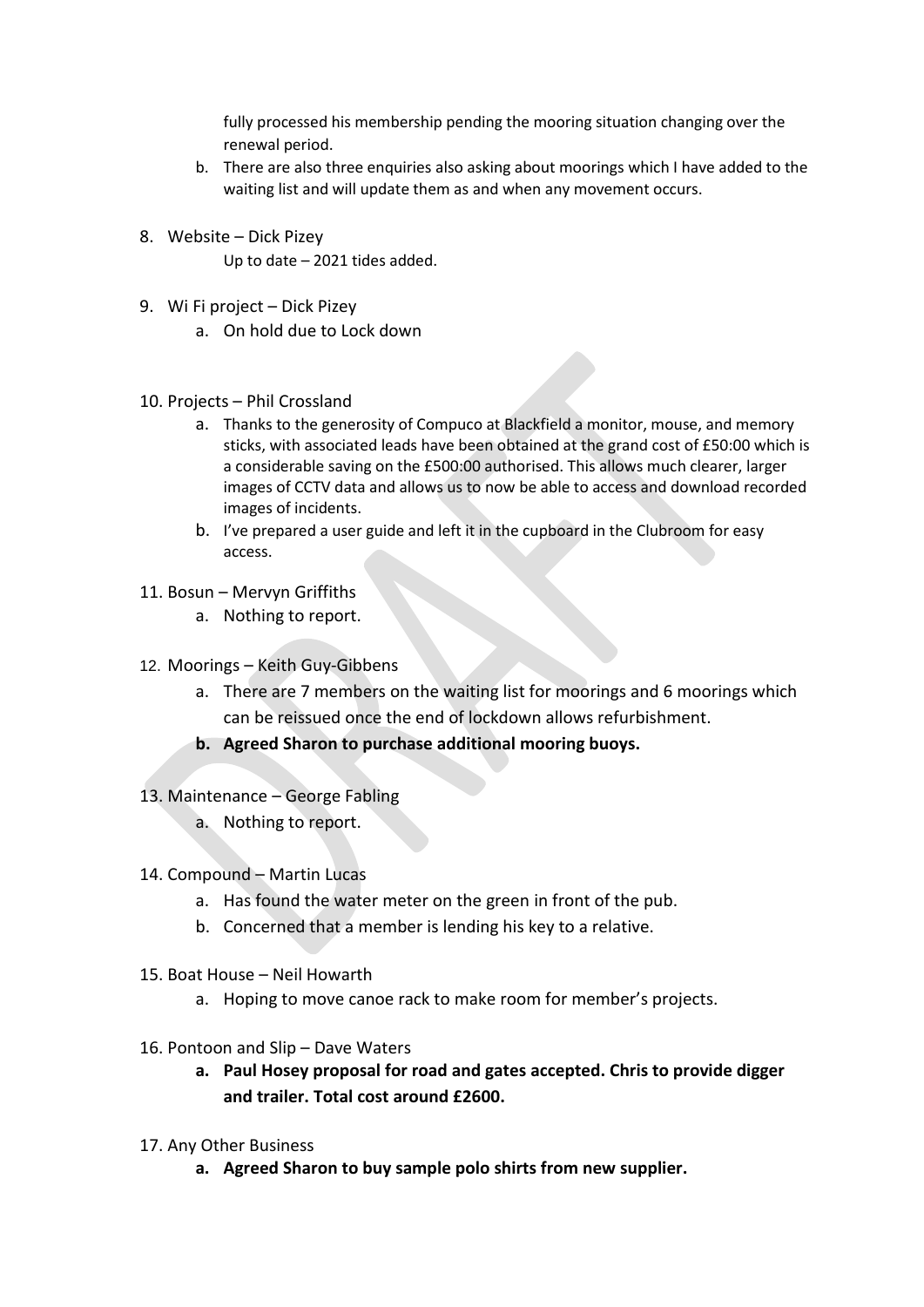fully processed his membership pending the mooring situation changing over the renewal period.

b. There are also three enquiries also asking about moorings which I have added to the waiting list and will update them as and when any movement occurs.

8. Website – Dick Pizey

   Up to date – 2021 tides added.

9. Wi Fi project – Dick Pizey
   a. On hold due to Lock down

10. Projects – Phil Crossland
    a. Thanks to the generosity of Compuco at Blackfield a monitor, mouse, and memory sticks, with associated leads have been obtained at the grand cost of £50:00 which is a considerable saving on the £500:00 authorised. This allows much clearer, larger images of CCTV data and allows us to now be able to access and download recorded images of incidents.
    b. I've prepared a user guide and left it in the cupboard in the Clubroom for easy access.

11. Bosun – Mervyn Griffiths
    a. Nothing to report.

12. Moorings – Keith Guy-Gibbens
    a. There are 7 members on the waiting list for moorings and 6 moorings which can be reissued once the end of lockdown allows refurbishment.
    b. **Agreed Sharon to purchase additional mooring buoys.**

13. Maintenance – George Fabling
    a. Nothing to report.

14. Compound – Martin Lucas
    a. Has found the water meter on the green in front of the pub.
    b. Concerned that a member is lending his key to a relative.

15. Boat House – Neil Howarth
    a. Hoping to move canoe rack to make room for member's projects.

16. Pontoon and Slip – Dave Waters
    a. **Paul Hosey proposal for road and gates accepted. Chris to provide digger and trailer. Total cost around £2600.**

17. Any Other Business
    a. **Agreed Sharon to buy sample polo shirts from new supplier.**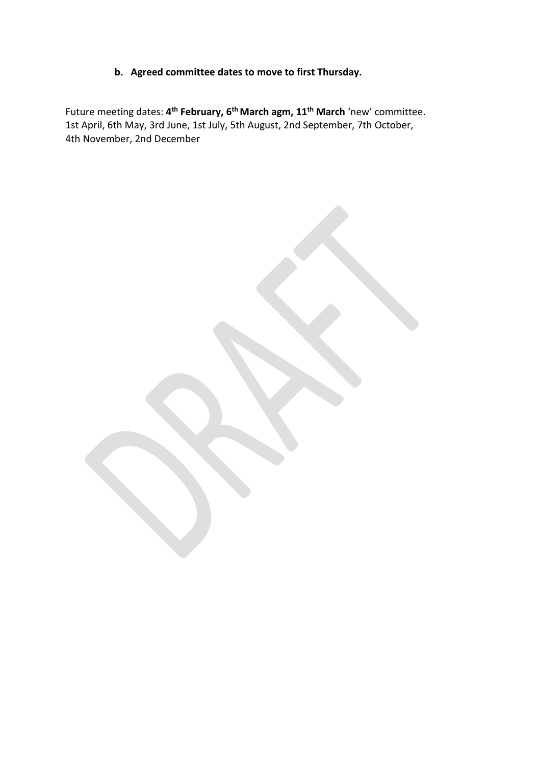**b. Agreed committee dates to move to first Thursday.**

Future meeting dates: **4th February, 6th March agm, 11th March** 'new' committee. 1st April, 6th May, 3rd June, 1st July, 5th August, 2nd September, 7th October, 4th November, 2nd December